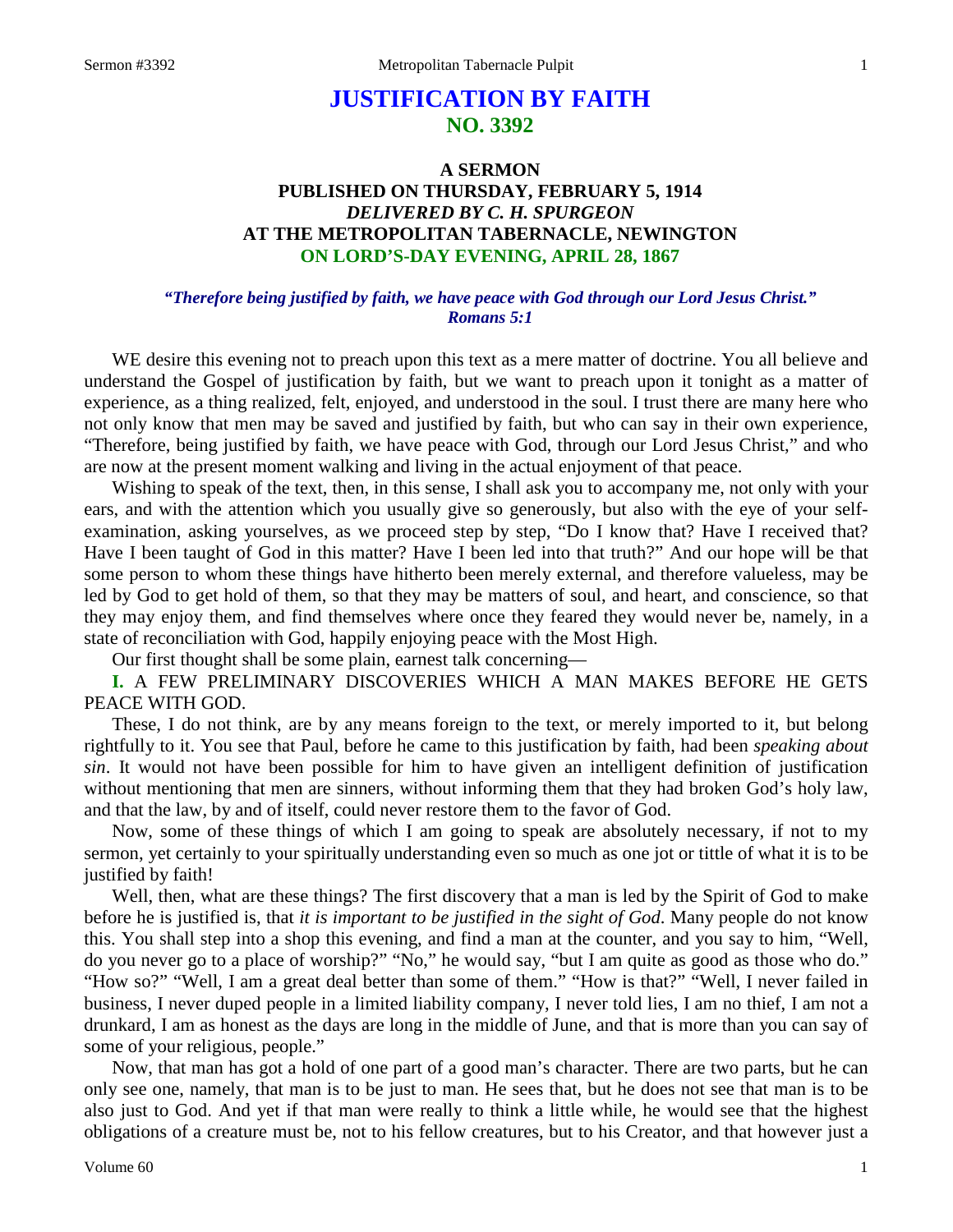# JUSTIFICATION BY FAITH
## NO. 3392

### A SERMON
### PUBLISHED ON THURSDAY, FEBRUARY 5, 1914
### *DELIVERED BY C. H. SPURGEON*
### AT THE METROPOLITAN TABERNACLE, NEWINGTON
### ON LORD'S-DAY EVENING, APRIL 28, 1867

***"Therefore being justified by faith, we have peace with God through our Lord Jesus Christ." Romans 5:1***

WE desire this evening not to preach upon this text as a mere matter of doctrine. You all believe and understand the Gospel of justification by faith, but we want to preach upon it tonight as a matter of experience, as a thing realized, felt, enjoyed, and understood in the soul. I trust there are many here who not only know that men may be saved and justified by faith, but who can say in their own experience, "Therefore, being justified by faith, we have peace with God, through our Lord Jesus Christ," and who are now at the present moment walking and living in the actual enjoyment of that peace.

Wishing to speak of the text, then, in this sense, I shall ask you to accompany me, not only with your ears, and with the attention which you usually give so generously, but also with the eye of your self-examination, asking yourselves, as we proceed step by step, "Do I know that? Have I received that? Have I been taught of God in this matter? Have I been led into that truth?" And our hope will be that some person to whom these things have hitherto been merely external, and therefore valueless, may be led by God to get hold of them, so that they may be matters of soul, and heart, and conscience, so that they may enjoy them, and find themselves where once they feared they would never be, namely, in a state of reconciliation with God, happily enjoying peace with the Most High.

Our first thought shall be some plain, earnest talk concerning—

**I.** A FEW PRELIMINARY DISCOVERIES WHICH A MAN MAKES BEFORE HE GETS PEACE WITH GOD.

These, I do not think, are by any means foreign to the text, or merely imported to it, but belong rightfully to it. You see that Paul, before he came to this justification by faith, had been *speaking about sin*. It would not have been possible for him to have given an intelligent definition of justification without mentioning that men are sinners, without informing them that they had broken God's holy law, and that the law, by and of itself, could never restore them to the favor of God.

Now, some of these things of which I am going to speak are absolutely necessary, if not to my sermon, yet certainly to your spiritually understanding even so much as one jot or tittle of what it is to be justified by faith!

Well, then, what are these things? The first discovery that a man is led by the Spirit of God to make before he is justified is, that *it is important to be justified in the sight of God*. Many people do not know this. You shall step into a shop this evening, and find a man at the counter, and you say to him, "Well, do you never go to a place of worship?" "No," he would say, "but I am quite as good as those who do." "How so?" "Well, I am a great deal better than some of them." "How is that?" "Well, I never failed in business, I never duped people in a limited liability company, I never told lies, I am no thief, I am not a drunkard, I am as honest as the days are long in the middle of June, and that is more than you can say of some of your religious, people."

Now, that man has got a hold of one part of a good man's character. There are two parts, but he can only see one, namely, that man is to be just to man. He sees that, but he does not see that man is to be also just to God. And yet if that man were really to think a little while, he would see that the highest obligations of a creature must be, not to his fellow creatures, but to his Creator, and that however just a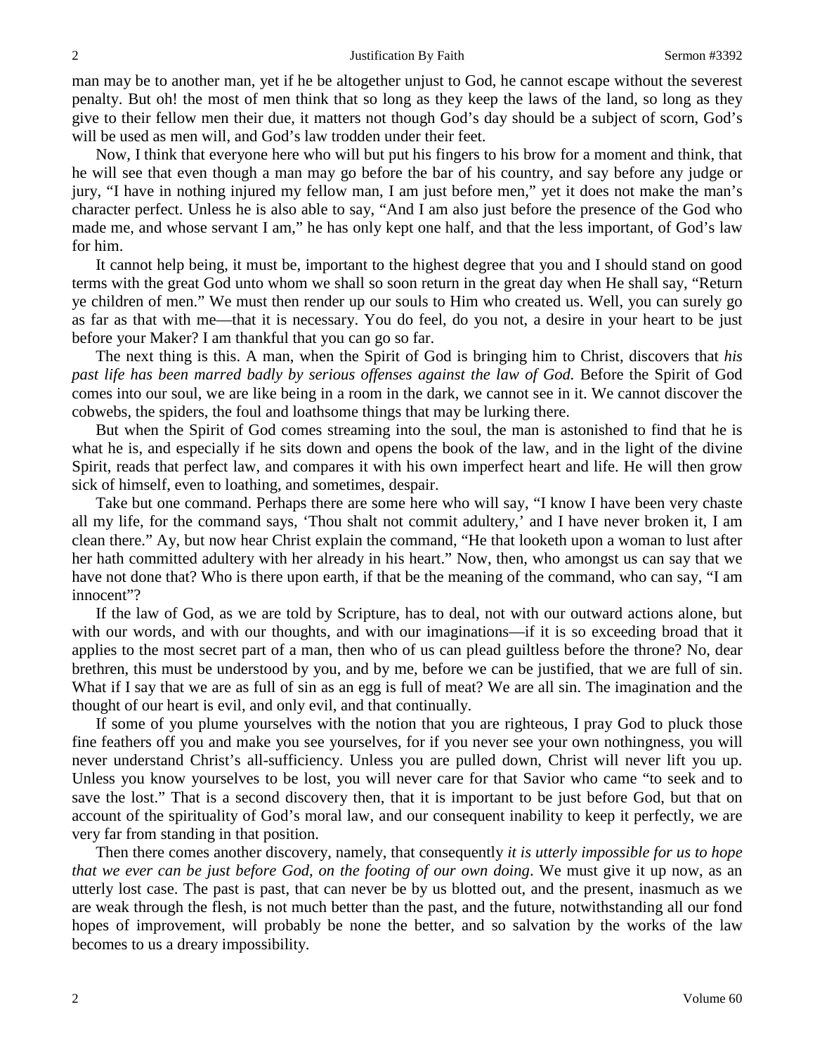man may be to another man, yet if he be altogether unjust to God, he cannot escape without the severest penalty. But oh! the most of men think that so long as they keep the laws of the land, so long as they give to their fellow men their due, it matters not though God's day should be a subject of scorn, God's will be used as men will, and God's law trodden under their feet.

Now, I think that everyone here who will but put his fingers to his brow for a moment and think, that he will see that even though a man may go before the bar of his country, and say before any judge or jury, "I have in nothing injured my fellow man, I am just before men," yet it does not make the man's character perfect. Unless he is also able to say, "And I am also just before the presence of the God who made me, and whose servant I am," he has only kept one half, and that the less important, of God's law for him.

It cannot help being, it must be, important to the highest degree that you and I should stand on good terms with the great God unto whom we shall so soon return in the great day when He shall say, "Return ye children of men." We must then render up our souls to Him who created us. Well, you can surely go as far as that with me—that it is necessary. You do feel, do you not, a desire in your heart to be just before your Maker? I am thankful that you can go so far.

The next thing is this. A man, when the Spirit of God is bringing him to Christ, discovers that *his past life has been marred badly by serious offenses against the law of God.* Before the Spirit of God comes into our soul, we are like being in a room in the dark, we cannot see in it. We cannot discover the cobwebs, the spiders, the foul and loathsome things that may be lurking there.

But when the Spirit of God comes streaming into the soul, the man is astonished to find that he is what he is, and especially if he sits down and opens the book of the law, and in the light of the divine Spirit, reads that perfect law, and compares it with his own imperfect heart and life. He will then grow sick of himself, even to loathing, and sometimes, despair.

Take but one command. Perhaps there are some here who will say, "I know I have been very chaste all my life, for the command says, 'Thou shalt not commit adultery,' and I have never broken it, I am clean there." Ay, but now hear Christ explain the command, "He that looketh upon a woman to lust after her hath committed adultery with her already in his heart." Now, then, who amongst us can say that we have not done that? Who is there upon earth, if that be the meaning of the command, who can say, "I am innocent"?

If the law of God, as we are told by Scripture, has to deal, not with our outward actions alone, but with our words, and with our thoughts, and with our imaginations—if it is so exceeding broad that it applies to the most secret part of a man, then who of us can plead guiltless before the throne? No, dear brethren, this must be understood by you, and by me, before we can be justified, that we are full of sin. What if I say that we are as full of sin as an egg is full of meat? We are all sin. The imagination and the thought of our heart is evil, and only evil, and that continually.

If some of you plume yourselves with the notion that you are righteous, I pray God to pluck those fine feathers off you and make you see yourselves, for if you never see your own nothingness, you will never understand Christ's all-sufficiency. Unless you are pulled down, Christ will never lift you up. Unless you know yourselves to be lost, you will never care for that Savior who came "to seek and to save the lost." That is a second discovery then, that it is important to be just before God, but that on account of the spirituality of God's moral law, and our consequent inability to keep it perfectly, we are very far from standing in that position.

Then there comes another discovery, namely, that consequently *it is utterly impossible for us to hope that we ever can be just before God, on the footing of our own doing*. We must give it up now, as an utterly lost case. The past is past, that can never be by us blotted out, and the present, inasmuch as we are weak through the flesh, is not much better than the past, and the future, notwithstanding all our fond hopes of improvement, will probably be none the better, and so salvation by the works of the law becomes to us a dreary impossibility.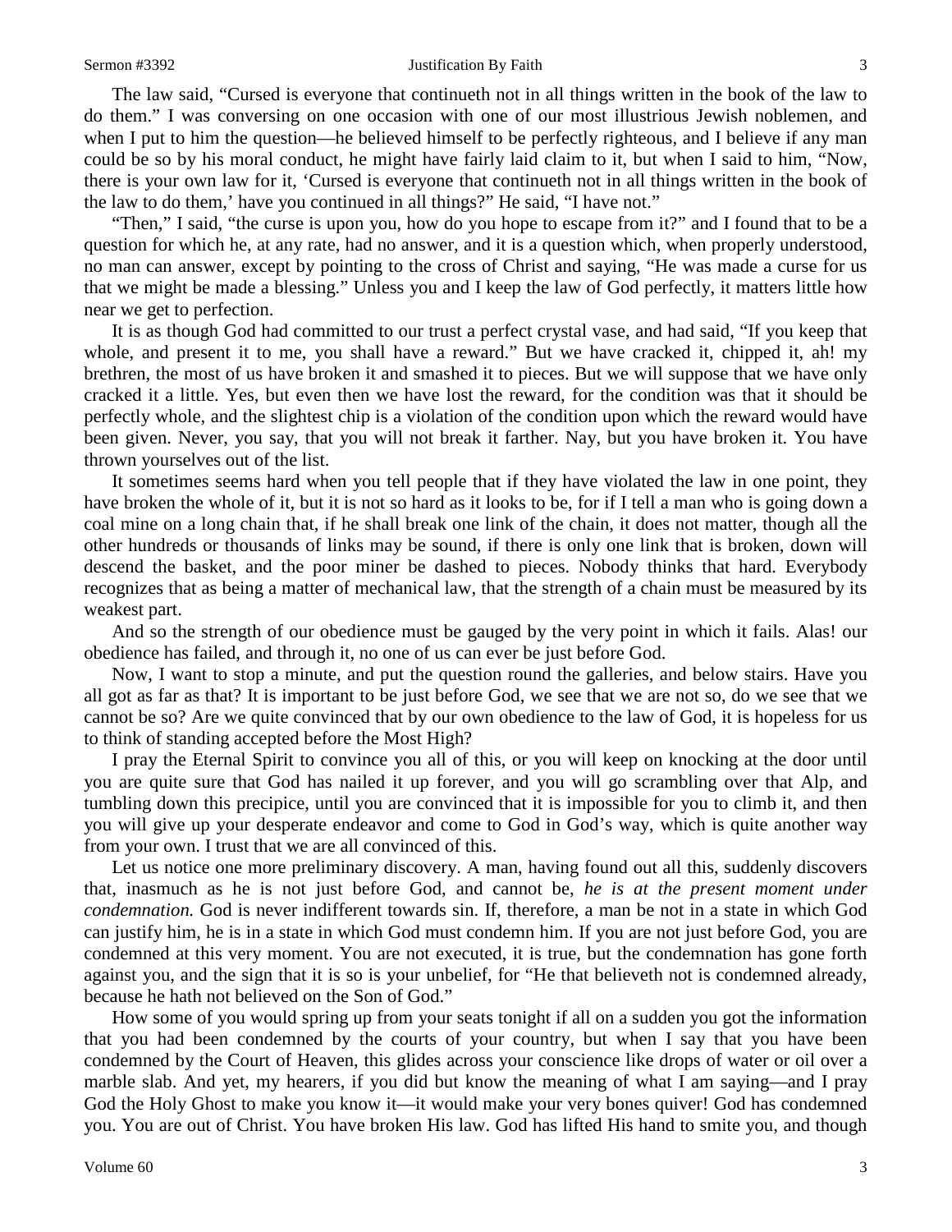The law said, "Cursed is everyone that continueth not in all things written in the book of the law to do them." I was conversing on one occasion with one of our most illustrious Jewish noblemen, and when I put to him the question—he believed himself to be perfectly righteous, and I believe if any man could be so by his moral conduct, he might have fairly laid claim to it, but when I said to him, "Now, there is your own law for it, 'Cursed is everyone that continueth not in all things written in the book of the law to do them,' have you continued in all things?" He said, "I have not."

"Then," I said, "the curse is upon you, how do you hope to escape from it?" and I found that to be a question for which he, at any rate, had no answer, and it is a question which, when properly understood, no man can answer, except by pointing to the cross of Christ and saying, "He was made a curse for us that we might be made a blessing." Unless you and I keep the law of God perfectly, it matters little how near we get to perfection.

It is as though God had committed to our trust a perfect crystal vase, and had said, "If you keep that whole, and present it to me, you shall have a reward." But we have cracked it, chipped it, ah! my brethren, the most of us have broken it and smashed it to pieces. But we will suppose that we have only cracked it a little. Yes, but even then we have lost the reward, for the condition was that it should be perfectly whole, and the slightest chip is a violation of the condition upon which the reward would have been given. Never, you say, that you will not break it farther. Nay, but you have broken it. You have thrown yourselves out of the list.

It sometimes seems hard when you tell people that if they have violated the law in one point, they have broken the whole of it, but it is not so hard as it looks to be, for if I tell a man who is going down a coal mine on a long chain that, if he shall break one link of the chain, it does not matter, though all the other hundreds or thousands of links may be sound, if there is only one link that is broken, down will descend the basket, and the poor miner be dashed to pieces. Nobody thinks that hard. Everybody recognizes that as being a matter of mechanical law, that the strength of a chain must be measured by its weakest part.

And so the strength of our obedience must be gauged by the very point in which it fails. Alas! our obedience has failed, and through it, no one of us can ever be just before God.

Now, I want to stop a minute, and put the question round the galleries, and below stairs. Have you all got as far as that? It is important to be just before God, we see that we are not so, do we see that we cannot be so? Are we quite convinced that by our own obedience to the law of God, it is hopeless for us to think of standing accepted before the Most High?

I pray the Eternal Spirit to convince you all of this, or you will keep on knocking at the door until you are quite sure that God has nailed it up forever, and you will go scrambling over that Alp, and tumbling down this precipice, until you are convinced that it is impossible for you to climb it, and then you will give up your desperate endeavor and come to God in God's way, which is quite another way from your own. I trust that we are all convinced of this.

Let us notice one more preliminary discovery. A man, having found out all this, suddenly discovers that, inasmuch as he is not just before God, and cannot be, *he is at the present moment under condemnation.* God is never indifferent towards sin. If, therefore, a man be not in a state in which God can justify him, he is in a state in which God must condemn him. If you are not just before God, you are condemned at this very moment. You are not executed, it is true, but the condemnation has gone forth against you, and the sign that it is so is your unbelief, for "He that believeth not is condemned already, because he hath not believed on the Son of God."

How some of you would spring up from your seats tonight if all on a sudden you got the information that you had been condemned by the courts of your country, but when I say that you have been condemned by the Court of Heaven, this glides across your conscience like drops of water or oil over a marble slab. And yet, my hearers, if you did but know the meaning of what I am saying—and I pray God the Holy Ghost to make you know it—it would make your very bones quiver! God has condemned you. You are out of Christ. You have broken His law. God has lifted His hand to smite you, and though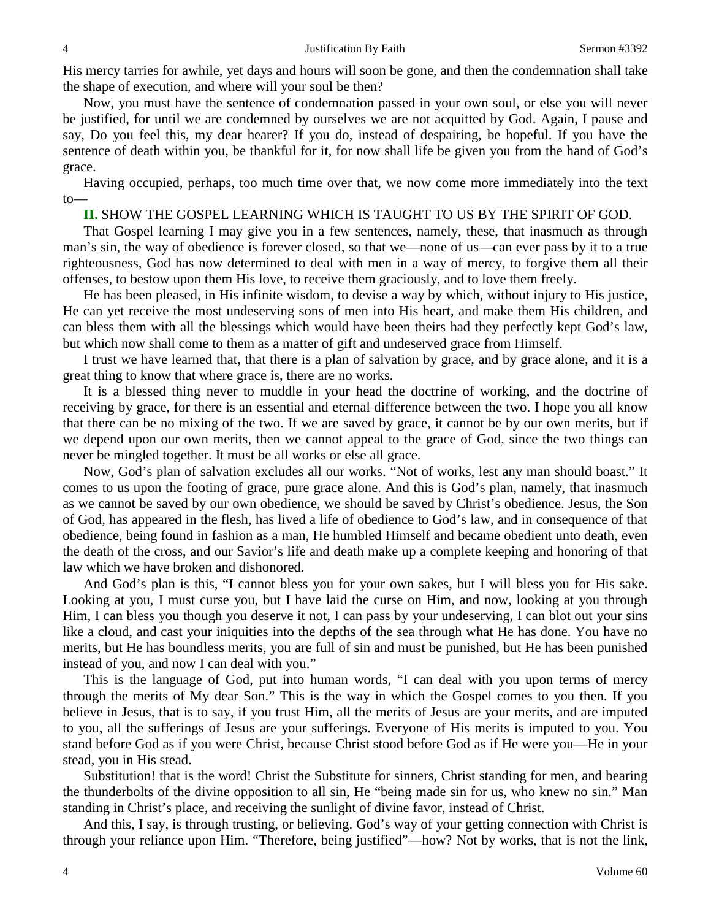His mercy tarries for awhile, yet days and hours will soon be gone, and then the condemnation shall take the shape of execution, and where will your soul be then?

Now, you must have the sentence of condemnation passed in your own soul, or else you will never be justified, for until we are condemned by ourselves we are not acquitted by God. Again, I pause and say, Do you feel this, my dear hearer? If you do, instead of despairing, be hopeful. If you have the sentence of death within you, be thankful for it, for now shall life be given you from the hand of God's grace.

Having occupied, perhaps, too much time over that, we now come more immediately into the text to—

**II.** SHOW THE GOSPEL LEARNING WHICH IS TAUGHT TO US BY THE SPIRIT OF GOD.

That Gospel learning I may give you in a few sentences, namely, these, that inasmuch as through man's sin, the way of obedience is forever closed, so that we—none of us—can ever pass by it to a true righteousness, God has now determined to deal with men in a way of mercy, to forgive them all their offenses, to bestow upon them His love, to receive them graciously, and to love them freely.

He has been pleased, in His infinite wisdom, to devise a way by which, without injury to His justice, He can yet receive the most undeserving sons of men into His heart, and make them His children, and can bless them with all the blessings which would have been theirs had they perfectly kept God's law, but which now shall come to them as a matter of gift and undeserved grace from Himself.

I trust we have learned that, that there is a plan of salvation by grace, and by grace alone, and it is a great thing to know that where grace is, there are no works.

It is a blessed thing never to muddle in your head the doctrine of working, and the doctrine of receiving by grace, for there is an essential and eternal difference between the two. I hope you all know that there can be no mixing of the two. If we are saved by grace, it cannot be by our own merits, but if we depend upon our own merits, then we cannot appeal to the grace of God, since the two things can never be mingled together. It must be all works or else all grace.

Now, God's plan of salvation excludes all our works. "Not of works, lest any man should boast." It comes to us upon the footing of grace, pure grace alone. And this is God's plan, namely, that inasmuch as we cannot be saved by our own obedience, we should be saved by Christ's obedience. Jesus, the Son of God, has appeared in the flesh, has lived a life of obedience to God's law, and in consequence of that obedience, being found in fashion as a man, He humbled Himself and became obedient unto death, even the death of the cross, and our Savior's life and death make up a complete keeping and honoring of that law which we have broken and dishonored.

And God's plan is this, "I cannot bless you for your own sakes, but I will bless you for His sake. Looking at you, I must curse you, but I have laid the curse on Him, and now, looking at you through Him, I can bless you though you deserve it not, I can pass by your undeserving, I can blot out your sins like a cloud, and cast your iniquities into the depths of the sea through what He has done. You have no merits, but He has boundless merits, you are full of sin and must be punished, but He has been punished instead of you, and now I can deal with you."

This is the language of God, put into human words, "I can deal with you upon terms of mercy through the merits of My dear Son." This is the way in which the Gospel comes to you then. If you believe in Jesus, that is to say, if you trust Him, all the merits of Jesus are your merits, and are imputed to you, all the sufferings of Jesus are your sufferings. Everyone of His merits is imputed to you. You stand before God as if you were Christ, because Christ stood before God as if He were you—He in your stead, you in His stead.

Substitution! that is the word! Christ the Substitute for sinners, Christ standing for men, and bearing the thunderbolts of the divine opposition to all sin, He "being made sin for us, who knew no sin." Man standing in Christ's place, and receiving the sunlight of divine favor, instead of Christ.

And this, I say, is through trusting, or believing. God's way of your getting connection with Christ is through your reliance upon Him. "Therefore, being justified"—how? Not by works, that is not the link,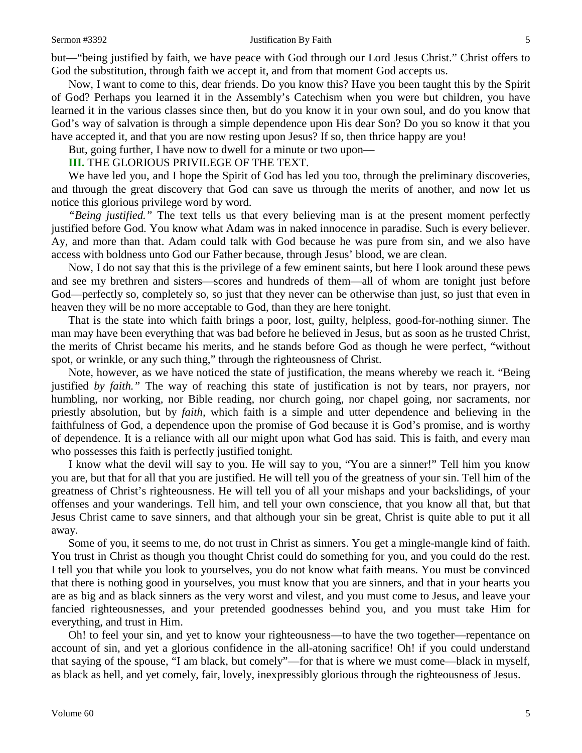but—"being justified by faith, we have peace with God through our Lord Jesus Christ." Christ offers to God the substitution, through faith we accept it, and from that moment God accepts us.

Now, I want to come to this, dear friends. Do you know this? Have you been taught this by the Spirit of God? Perhaps you learned it in the Assembly's Catechism when you were but children, you have learned it in the various classes since then, but do you know it in your own soul, and do you know that God's way of salvation is through a simple dependence upon His dear Son? Do you so know it that you have accepted it, and that you are now resting upon Jesus? If so, then thrice happy are you!

But, going further, I have now to dwell for a minute or two upon—

**III.** THE GLORIOUS PRIVILEGE OF THE TEXT.

We have led you, and I hope the Spirit of God has led you too, through the preliminary discoveries, and through the great discovery that God can save us through the merits of another, and now let us notice this glorious privilege word by word.

*"Being justified."* The text tells us that every believing man is at the present moment perfectly justified before God. You know what Adam was in naked innocence in paradise. Such is every believer. Ay, and more than that. Adam could talk with God because he was pure from sin, and we also have access with boldness unto God our Father because, through Jesus' blood, we are clean.

Now, I do not say that this is the privilege of a few eminent saints, but here I look around these pews and see my brethren and sisters—scores and hundreds of them—all of whom are tonight just before God—perfectly so, completely so, so just that they never can be otherwise than just, so just that even in heaven they will be no more acceptable to God, than they are here tonight.

That is the state into which faith brings a poor, lost, guilty, helpless, good-for-nothing sinner. The man may have been everything that was bad before he believed in Jesus, but as soon as he trusted Christ, the merits of Christ became his merits, and he stands before God as though he were perfect, "without spot, or wrinkle, or any such thing," through the righteousness of Christ.

Note, however, as we have noticed the state of justification, the means whereby we reach it. "Being justified *by faith."* The way of reaching this state of justification is not by tears, nor prayers, nor humbling, nor working, nor Bible reading, nor church going, nor chapel going, nor sacraments, nor priestly absolution, but by *faith,* which faith is a simple and utter dependence and believing in the faithfulness of God, a dependence upon the promise of God because it is God's promise, and is worthy of dependence. It is a reliance with all our might upon what God has said. This is faith, and every man who possesses this faith is perfectly justified tonight.

I know what the devil will say to you. He will say to you, "You are a sinner!" Tell him you know you are, but that for all that you are justified. He will tell you of the greatness of your sin. Tell him of the greatness of Christ's righteousness. He will tell you of all your mishaps and your backslidings, of your offenses and your wanderings. Tell him, and tell your own conscience, that you know all that, but that Jesus Christ came to save sinners, and that although your sin be great, Christ is quite able to put it all away.

Some of you, it seems to me, do not trust in Christ as sinners. You get a mingle-mangle kind of faith. You trust in Christ as though you thought Christ could do something for you, and you could do the rest. I tell you that while you look to yourselves, you do not know what faith means. You must be convinced that there is nothing good in yourselves, you must know that you are sinners, and that in your hearts you are as big and as black sinners as the very worst and vilest, and you must come to Jesus, and leave your fancied righteousnesses, and your pretended goodnesses behind you, and you must take Him for everything, and trust in Him.

Oh! to feel your sin, and yet to know your righteousness—to have the two together—repentance on account of sin, and yet a glorious confidence in the all-atoning sacrifice! Oh! if you could understand that saying of the spouse, "I am black, but comely"—for that is where we must come—black in myself, as black as hell, and yet comely, fair, lovely, inexpressibly glorious through the righteousness of Jesus.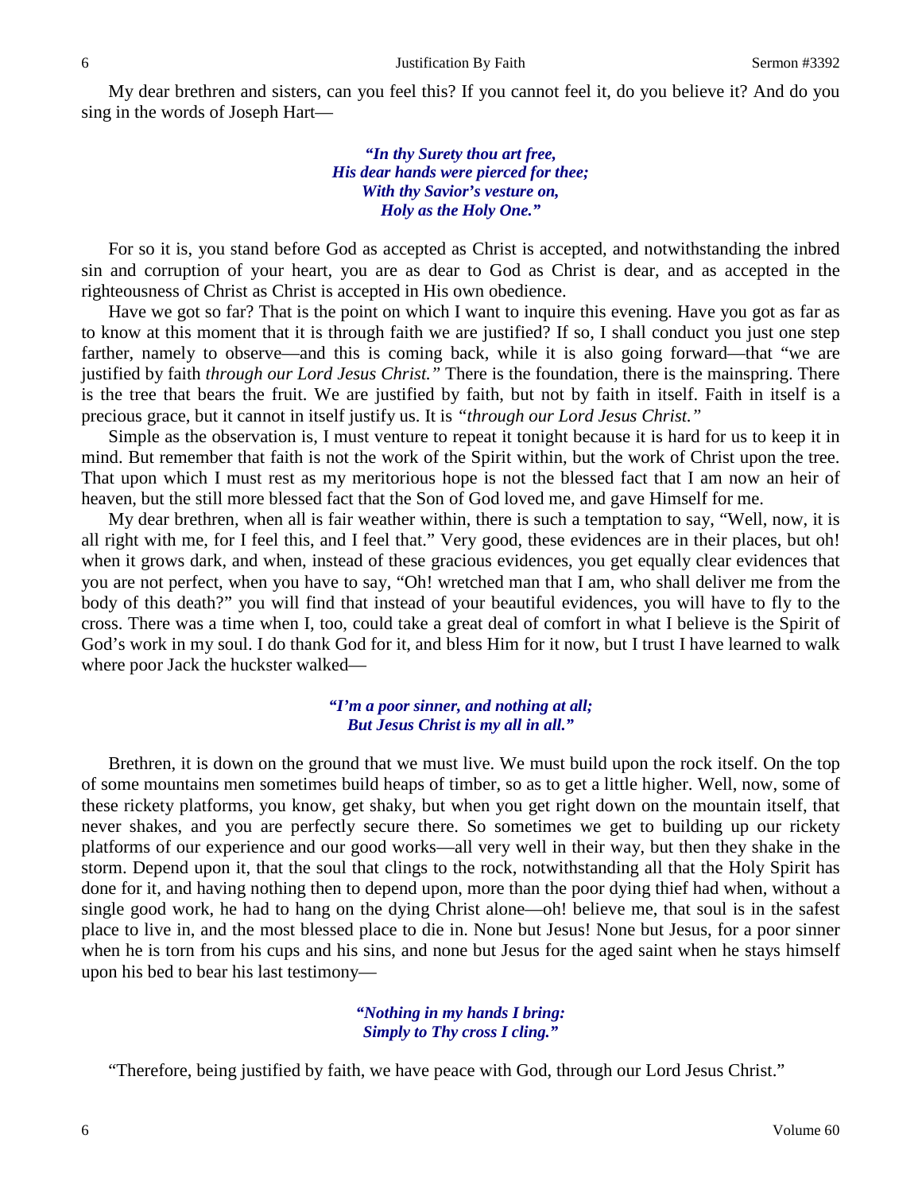My dear brethren and sisters, can you feel this? If you cannot feel it, do you believe it? And do you sing in the words of Joseph Hart—

> ***"In thy Surety thou art free,***
> ***His dear hands were pierced for thee;***
> ***With thy Savior's vesture on,***
> ***Holy as the Holy One."***

For so it is, you stand before God as accepted as Christ is accepted, and notwithstanding the inbred sin and corruption of your heart, you are as dear to God as Christ is dear, and as accepted in the righteousness of Christ as Christ is accepted in His own obedience.

Have we got so far? That is the point on which I want to inquire this evening. Have you got as far as to know at this moment that it is through faith we are justified? If so, I shall conduct you just one step farther, namely to observe—and this is coming back, while it is also going forward—that "we are justified by faith *through our Lord Jesus Christ."* There is the foundation, there is the mainspring. There is the tree that bears the fruit. We are justified by faith, but not by faith in itself. Faith in itself is a precious grace, but it cannot in itself justify us. It is *"through our Lord Jesus Christ."*

Simple as the observation is, I must venture to repeat it tonight because it is hard for us to keep it in mind. But remember that faith is not the work of the Spirit within, but the work of Christ upon the tree. That upon which I must rest as my meritorious hope is not the blessed fact that I am now an heir of heaven, but the still more blessed fact that the Son of God loved me, and gave Himself for me.

My dear brethren, when all is fair weather within, there is such a temptation to say, "Well, now, it is all right with me, for I feel this, and I feel that." Very good, these evidences are in their places, but oh! when it grows dark, and when, instead of these gracious evidences, you get equally clear evidences that you are not perfect, when you have to say, "Oh! wretched man that I am, who shall deliver me from the body of this death?" you will find that instead of your beautiful evidences, you will have to fly to the cross. There was a time when I, too, could take a great deal of comfort in what I believe is the Spirit of God's work in my soul. I do thank God for it, and bless Him for it now, but I trust I have learned to walk where poor Jack the huckster walked—

> ***"I'm a poor sinner, and nothing at all;***
> ***But Jesus Christ is my all in all."***

Brethren, it is down on the ground that we must live. We must build upon the rock itself. On the top of some mountains men sometimes build heaps of timber, so as to get a little higher. Well, now, some of these rickety platforms, you know, get shaky, but when you get right down on the mountain itself, that never shakes, and you are perfectly secure there. So sometimes we get to building up our rickety platforms of our experience and our good works—all very well in their way, but then they shake in the storm. Depend upon it, that the soul that clings to the rock, notwithstanding all that the Holy Spirit has done for it, and having nothing then to depend upon, more than the poor dying thief had when, without a single good work, he had to hang on the dying Christ alone—oh! believe me, that soul is in the safest place to live in, and the most blessed place to die in. None but Jesus! None but Jesus, for a poor sinner when he is torn from his cups and his sins, and none but Jesus for the aged saint when he stays himself upon his bed to bear his last testimony—

> ***"Nothing in my hands I bring:***
> ***Simply to Thy cross I cling."***

"Therefore, being justified by faith, we have peace with God, through our Lord Jesus Christ."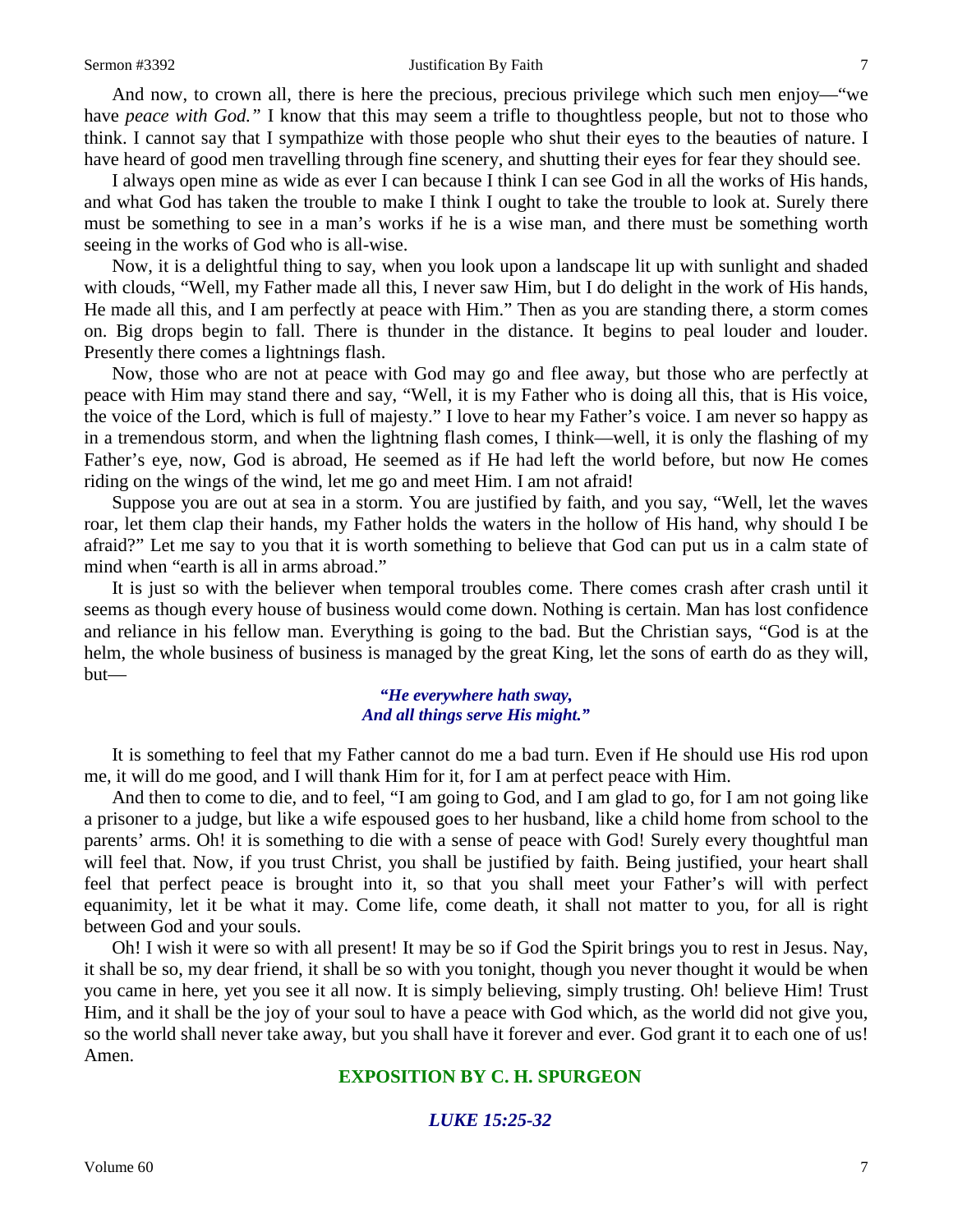And now, to crown all, there is here the precious, precious privilege which such men enjoy—"we have *peace with God."* I know that this may seem a trifle to thoughtless people, but not to those who think. I cannot say that I sympathize with those people who shut their eyes to the beauties of nature. I have heard of good men travelling through fine scenery, and shutting their eyes for fear they should see.

I always open mine as wide as ever I can because I think I can see God in all the works of His hands, and what God has taken the trouble to make I think I ought to take the trouble to look at. Surely there must be something to see in a man's works if he is a wise man, and there must be something worth seeing in the works of God who is all-wise.

Now, it is a delightful thing to say, when you look upon a landscape lit up with sunlight and shaded with clouds, "Well, my Father made all this, I never saw Him, but I do delight in the work of His hands, He made all this, and I am perfectly at peace with Him." Then as you are standing there, a storm comes on. Big drops begin to fall. There is thunder in the distance. It begins to peal louder and louder. Presently there comes a lightnings flash.

Now, those who are not at peace with God may go and flee away, but those who are perfectly at peace with Him may stand there and say, "Well, it is my Father who is doing all this, that is His voice, the voice of the Lord, which is full of majesty." I love to hear my Father's voice. I am never so happy as in a tremendous storm, and when the lightning flash comes, I think—well, it is only the flashing of my Father's eye, now, God is abroad, He seemed as if He had left the world before, but now He comes riding on the wings of the wind, let me go and meet Him. I am not afraid!

Suppose you are out at sea in a storm. You are justified by faith, and you say, "Well, let the waves roar, let them clap their hands, my Father holds the waters in the hollow of His hand, why should I be afraid?" Let me say to you that it is worth something to believe that God can put us in a calm state of mind when "earth is all in arms abroad."

It is just so with the believer when temporal troubles come. There comes crash after crash until it seems as though every house of business would come down. Nothing is certain. Man has lost confidence and reliance in his fellow man. Everything is going to the bad. But the Christian says, "God is at the helm, the whole business of business is managed by the great King, let the sons of earth do as they will, but—

> ***"He everywhere hath sway,***
> ***And all things serve His might."***

It is something to feel that my Father cannot do me a bad turn. Even if He should use His rod upon me, it will do me good, and I will thank Him for it, for I am at perfect peace with Him.

And then to come to die, and to feel, "I am going to God, and I am glad to go, for I am not going like a prisoner to a judge, but like a wife espoused goes to her husband, like a child home from school to the parents' arms. Oh! it is something to die with a sense of peace with God! Surely every thoughtful man will feel that. Now, if you trust Christ, you shall be justified by faith. Being justified, your heart shall feel that perfect peace is brought into it, so that you shall meet your Father's will with perfect equanimity, let it be what it may. Come life, come death, it shall not matter to you, for all is right between God and your souls.

Oh! I wish it were so with all present! It may be so if God the Spirit brings you to rest in Jesus. Nay, it shall be so, my dear friend, it shall be so with you tonight, though you never thought it would be when you came in here, yet you see it all now. It is simply believing, simply trusting. Oh! believe Him! Trust Him, and it shall be the joy of your soul to have a peace with God which, as the world did not give you, so the world shall never take away, but you shall have it forever and ever. God grant it to each one of us! Amen.

## EXPOSITION BY C. H. SPURGEON

### *LUKE 15:25-32*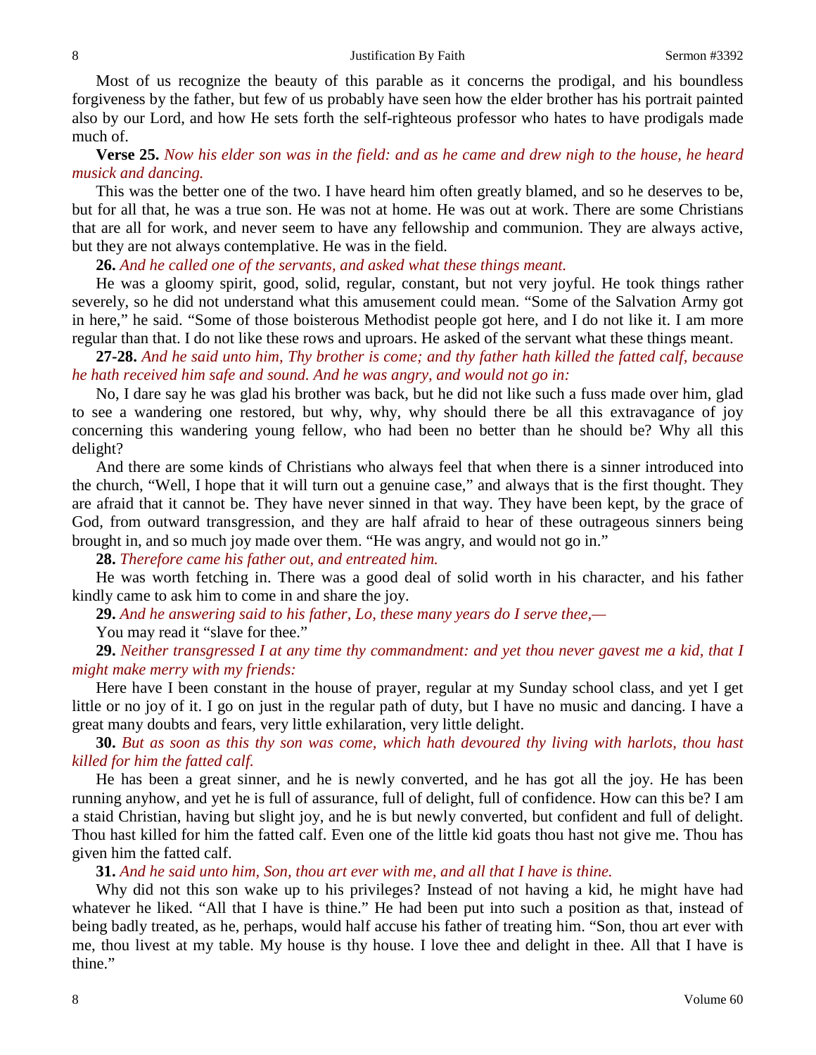Most of us recognize the beauty of this parable as it concerns the prodigal, and his boundless forgiveness by the father, but few of us probably have seen how the elder brother has his portrait painted also by our Lord, and how He sets forth the self-righteous professor who hates to have prodigals made much of.

**Verse 25.** *Now his elder son was in the field: and as he came and drew nigh to the house, he heard musick and dancing.*

This was the better one of the two. I have heard him often greatly blamed, and so he deserves to be, but for all that, he was a true son. He was not at home. He was out at work. There are some Christians that are all for work, and never seem to have any fellowship and communion. They are always active, but they are not always contemplative. He was in the field.

**26.** *And he called one of the servants, and asked what these things meant.*

He was a gloomy spirit, good, solid, regular, constant, but not very joyful. He took things rather severely, so he did not understand what this amusement could mean. "Some of the Salvation Army got in here," he said. "Some of those boisterous Methodist people got here, and I do not like it. I am more regular than that. I do not like these rows and uproars. He asked of the servant what these things meant.

**27-28.** *And he said unto him, Thy brother is come; and thy father hath killed the fatted calf, because he hath received him safe and sound. And he was angry, and would not go in:*

No, I dare say he was glad his brother was back, but he did not like such a fuss made over him, glad to see a wandering one restored, but why, why, why should there be all this extravagance of joy concerning this wandering young fellow, who had been no better than he should be? Why all this delight?

And there are some kinds of Christians who always feel that when there is a sinner introduced into the church, "Well, I hope that it will turn out a genuine case," and always that is the first thought. They are afraid that it cannot be. They have never sinned in that way. They have been kept, by the grace of God, from outward transgression, and they are half afraid to hear of these outrageous sinners being brought in, and so much joy made over them. "He was angry, and would not go in."

**28.** *Therefore came his father out, and entreated him.*

He was worth fetching in. There was a good deal of solid worth in his character, and his father kindly came to ask him to come in and share the joy.

**29.** *And he answering said to his father, Lo, these many years do I serve thee,—*

You may read it "slave for thee."

**29.** *Neither transgressed I at any time thy commandment: and yet thou never gavest me a kid, that I might make merry with my friends:*

Here have I been constant in the house of prayer, regular at my Sunday school class, and yet I get little or no joy of it. I go on just in the regular path of duty, but I have no music and dancing. I have a great many doubts and fears, very little exhilaration, very little delight.

**30.** *But as soon as this thy son was come, which hath devoured thy living with harlots, thou hast killed for him the fatted calf.*

He has been a great sinner, and he is newly converted, and he has got all the joy. He has been running anyhow, and yet he is full of assurance, full of delight, full of confidence. How can this be? I am a staid Christian, having but slight joy, and he is but newly converted, but confident and full of delight. Thou hast killed for him the fatted calf. Even one of the little kid goats thou hast not give me. Thou has given him the fatted calf.

**31.** *And he said unto him, Son, thou art ever with me, and all that I have is thine.*

Why did not this son wake up to his privileges? Instead of not having a kid, he might have had whatever he liked. "All that I have is thine." He had been put into such a position as that, instead of being badly treated, as he, perhaps, would half accuse his father of treating him. "Son, thou art ever with me, thou livest at my table. My house is thy house. I love thee and delight in thee. All that I have is thine."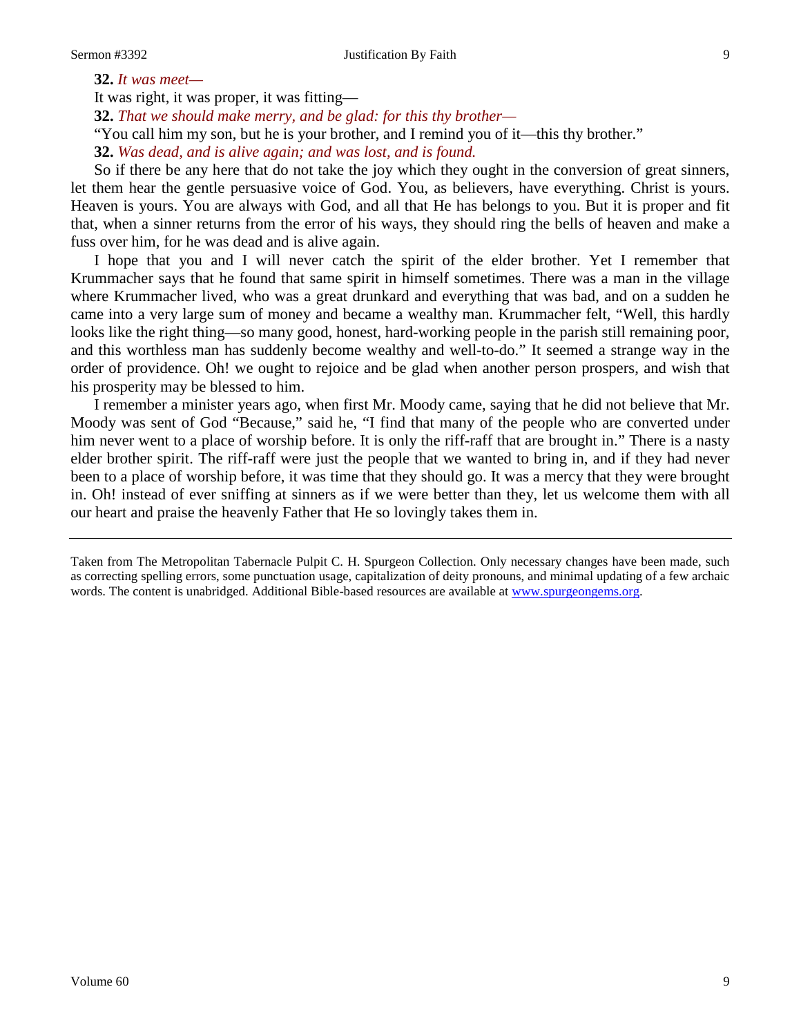**32.** *It was meet—*

It was right, it was proper, it was fitting—

**32.** *That we should make merry, and be glad: for this thy brother—*

"You call him my son, but he is your brother, and I remind you of it—this thy brother."

**32.** *Was dead, and is alive again; and was lost, and is found.*

So if there be any here that do not take the joy which they ought in the conversion of great sinners, let them hear the gentle persuasive voice of God. You, as believers, have everything. Christ is yours. Heaven is yours. You are always with God, and all that He has belongs to you. But it is proper and fit that, when a sinner returns from the error of his ways, they should ring the bells of heaven and make a fuss over him, for he was dead and is alive again.

I hope that you and I will never catch the spirit of the elder brother. Yet I remember that Krummacher says that he found that same spirit in himself sometimes. There was a man in the village where Krummacher lived, who was a great drunkard and everything that was bad, and on a sudden he came into a very large sum of money and became a wealthy man. Krummacher felt, "Well, this hardly looks like the right thing—so many good, honest, hard-working people in the parish still remaining poor, and this worthless man has suddenly become wealthy and well-to-do." It seemed a strange way in the order of providence. Oh! we ought to rejoice and be glad when another person prospers, and wish that his prosperity may be blessed to him.

I remember a minister years ago, when first Mr. Moody came, saying that he did not believe that Mr. Moody was sent of God "Because," said he, "I find that many of the people who are converted under him never went to a place of worship before. It is only the riff-raff that are brought in." There is a nasty elder brother spirit. The riff-raff were just the people that we wanted to bring in, and if they had never been to a place of worship before, it was time that they should go. It was a mercy that they were brought in. Oh! instead of ever sniffing at sinners as if we were better than they, let us welcome them with all our heart and praise the heavenly Father that He so lovingly takes them in.

---

Taken from The Metropolitan Tabernacle Pulpit C. H. Spurgeon Collection. Only necessary changes have been made, such as correcting spelling errors, some punctuation usage, capitalization of deity pronouns, and minimal updating of a few archaic words. The content is unabridged. Additional Bible-based resources are available at www.spurgeongems.org.